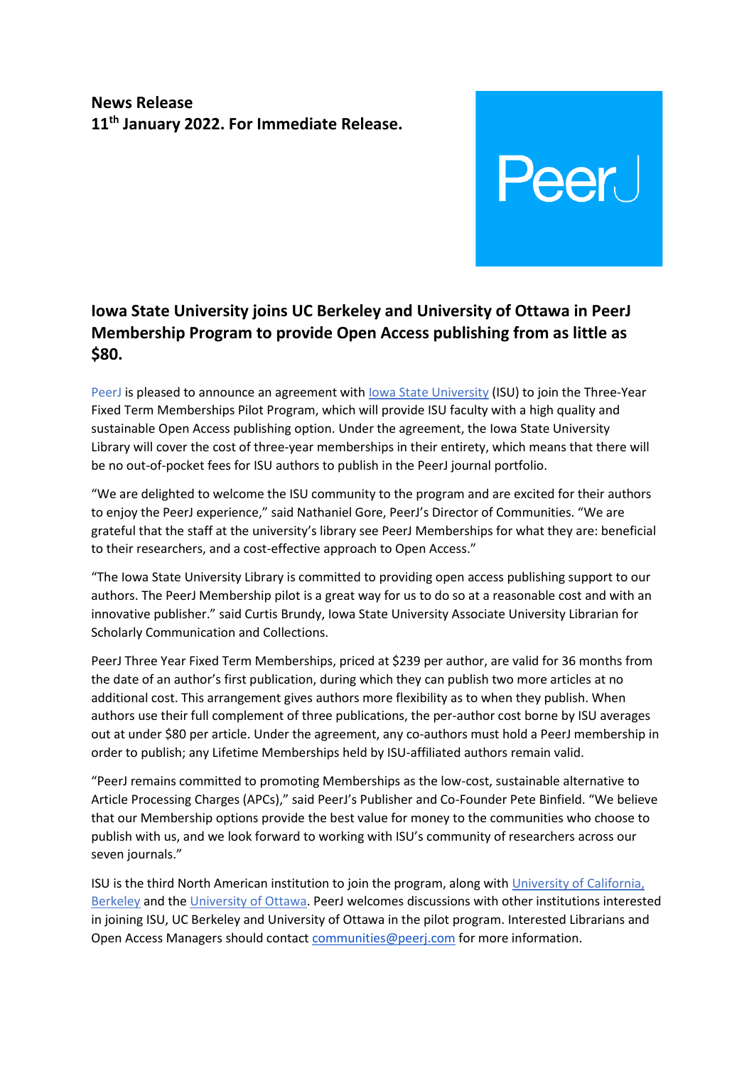**News Release**
**11th January 2022. For Immediate Release.**

PeerJ

## Iowa State University joins UC Berkeley and University of Ottawa in PeerJ Membership Program to provide Open Access publishing from as little as $80.

PeerJ is pleased to announce an agreement with Iowa State University (ISU) to join the Three-Year Fixed Term Memberships Pilot Program, which will provide ISU faculty with a high quality and sustainable Open Access publishing option. Under the agreement, the Iowa State University Library will cover the cost of three-year memberships in their entirety, which means that there will be no out-of-pocket fees for ISU authors to publish in the PeerJ journal portfolio.

"We are delighted to welcome the ISU community to the program and are excited for their authors to enjoy the PeerJ experience," said Nathaniel Gore, PeerJ's Director of Communities. "We are grateful that the staff at the university's library see PeerJ Memberships for what they are: beneficial to their researchers, and a cost-effective approach to Open Access."

"The Iowa State University Library is committed to providing open access publishing support to our authors. The PeerJ Membership pilot is a great way for us to do so at a reasonable cost and with an innovative publisher." said Curtis Brundy, Iowa State University Associate University Librarian for Scholarly Communication and Collections.

PeerJ Three Year Fixed Term Memberships, priced at $239 per author, are valid for 36 months from the date of an author's first publication, during which they can publish two more articles at no additional cost. This arrangement gives authors more flexibility as to when they publish. When authors use their full complement of three publications, the per-author cost borne by ISU averages out at under $80 per article. Under the agreement, any co-authors must hold a PeerJ membership in order to publish; any Lifetime Memberships held by ISU-affiliated authors remain valid.

"PeerJ remains committed to promoting Memberships as the low-cost, sustainable alternative to Article Processing Charges (APCs)," said PeerJ's Publisher and Co-Founder Pete Binfield. "We believe that our Membership options provide the best value for money to the communities who choose to publish with us, and we look forward to working with ISU's community of researchers across our seven journals."

ISU is the third North American institution to join the program, along with University of California, Berkeley and the University of Ottawa. PeerJ welcomes discussions with other institutions interested in joining ISU, UC Berkeley and University of Ottawa in the pilot program. Interested Librarians and Open Access Managers should contact communities@peerj.com for more information.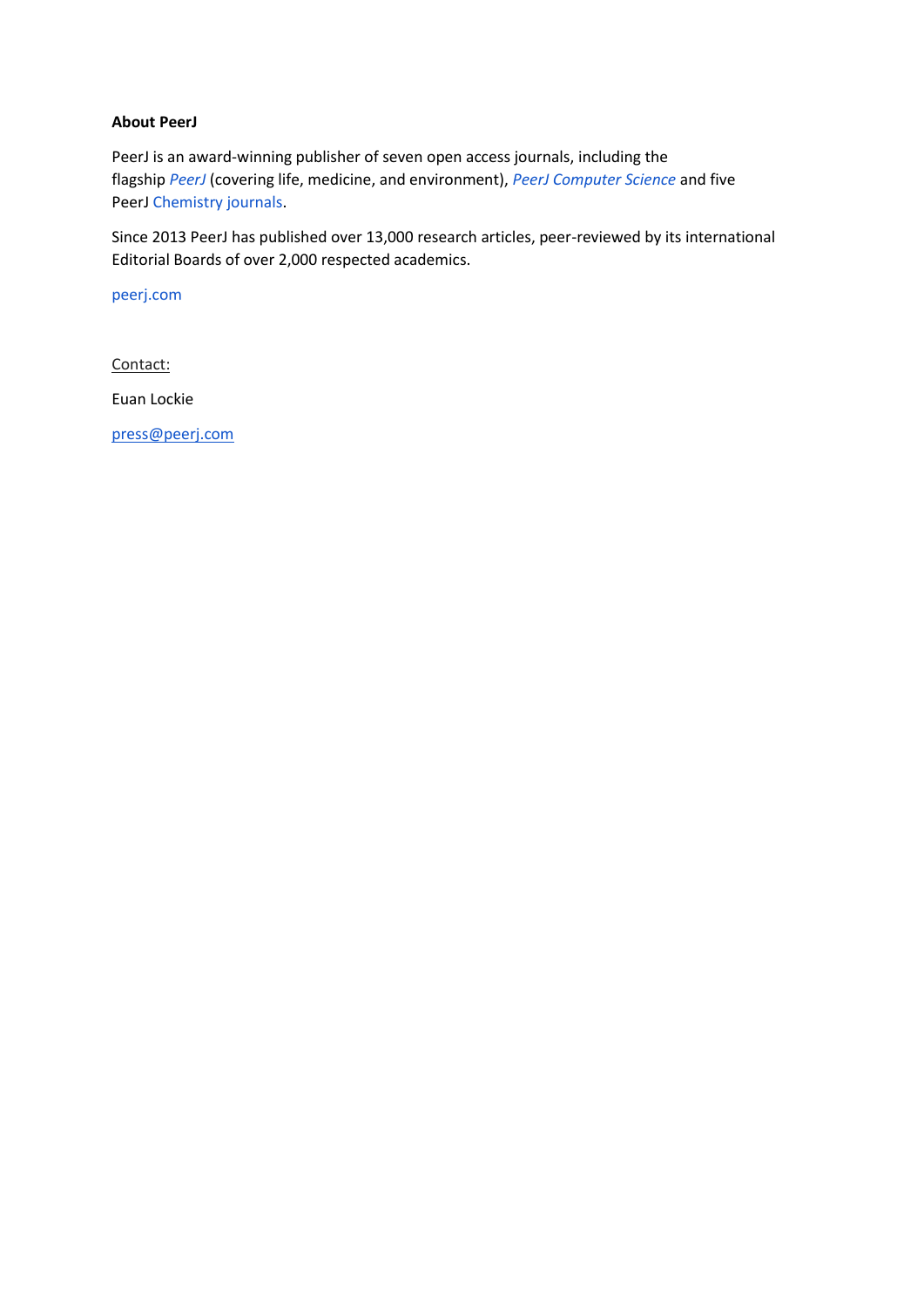**About PeerJ**

PeerJ is an award-winning publisher of seven open access journals, including the flagship *PeerJ* (covering life, medicine, and environment), *PeerJ Computer Science* and five PeerJ Chemistry journals.

Since 2013 PeerJ has published over 13,000 research articles, peer-reviewed by its international Editorial Boards of over 2,000 respected academics.

peerj.com

Contact:

Euan Lockie

press@peerj.com